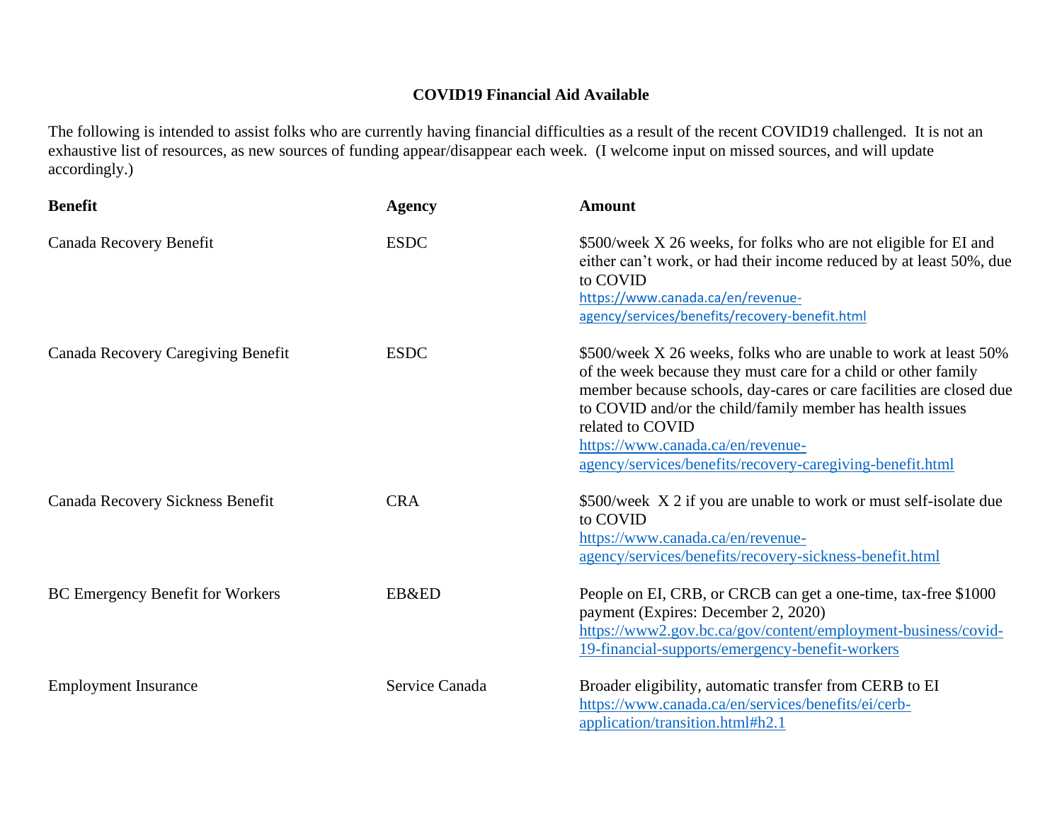**COVID19 Financial Aid Available**

The following is intended to assist folks who are currently having financial difficulties as a result of the recent COVID19 challenged. It is not an exhaustive list of resources, as new sources of funding appear/disappear each week. (I welcome input on missed sources, and will update accordingly.)

| Benefit | Agency | Amount |
|---|---|---|
| Canada Recovery Benefit | ESDC | $500/week X 26 weeks, for folks who are not eligible for EI and either can't work, or had their income reduced by at least 50%, due to COVID https://www.canada.ca/en/revenue-agency/services/benefits/recovery-benefit.html |
| Canada Recovery Caregiving Benefit | ESDC | $500/week X 26 weeks, folks who are unable to work at least 50% of the week because they must care for a child or other family member because schools, day-cares or care facilities are closed due to COVID and/or the child/family member has health issues related to COVID https://www.canada.ca/en/revenue-agency/services/benefits/recovery-caregiving-benefit.html |
| Canada Recovery Sickness Benefit | CRA | $500/week X 2 if you are unable to work or must self-isolate due to COVID https://www.canada.ca/en/revenue-agency/services/benefits/recovery-sickness-benefit.html |
| BC Emergency Benefit for Workers | EB&ED | People on EI, CRB, or CRCB can get a one-time, tax-free $1000 payment (Expires: December 2, 2020) https://www2.gov.bc.ca/gov/content/employment-business/covid-19-financial-supports/emergency-benefit-workers |
| Employment Insurance | Service Canada | Broader eligibility, automatic transfer from CERB to EI https://www.canada.ca/en/services/benefits/ei/cerb-application/transition.html#h2.1 |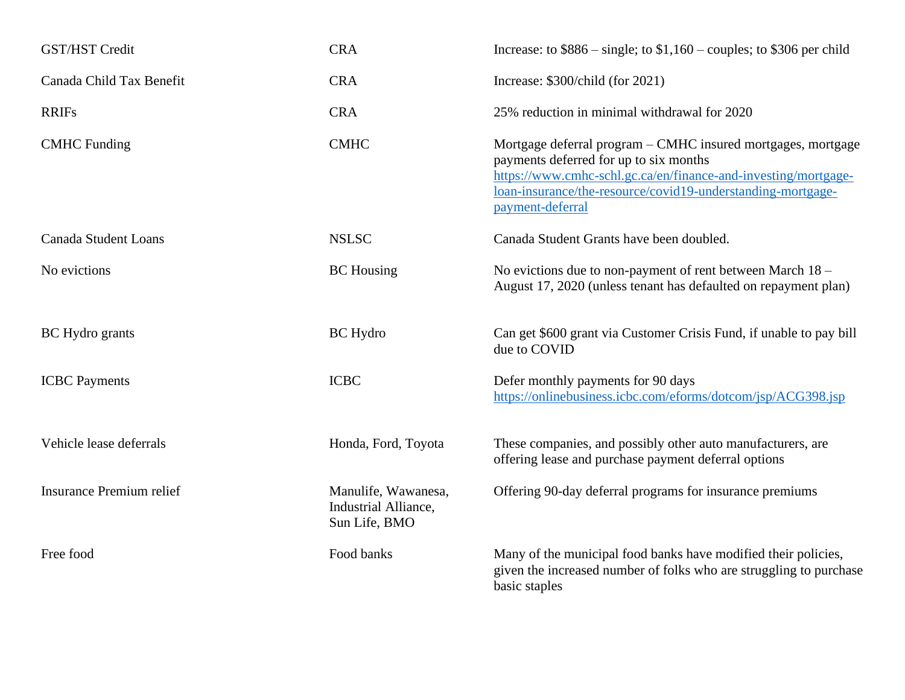| | | |
|---|---|---|
| GST/HST Credit | CRA | Increase: to $886 – single; to $1,160 – couples; to $306 per child |
| Canada Child Tax Benefit | CRA | Increase: $300/child (for 2021) |
| RRIFs | CRA | 25% reduction in minimal withdrawal for 2020 |
| CMHC Funding | CMHC | Mortgage deferral program – CMHC insured mortgages, mortgage payments deferred for up to six months https://www.cmhc-schl.gc.ca/en/finance-and-investing/mortgage-loan-insurance/the-resource/covid19-understanding-mortgage-payment-deferral |
| Canada Student Loans | NSLSC | Canada Student Grants have been doubled. |
| No evictions | BC Housing | No evictions due to non-payment of rent between March 18 – August 17, 2020 (unless tenant has defaulted on repayment plan) |
| BC Hydro grants | BC Hydro | Can get $600 grant via Customer Crisis Fund, if unable to pay bill due to COVID |
| ICBC Payments | ICBC | Defer monthly payments for 90 days https://onlinebusiness.icbc.com/eforms/dotcom/jsp/ACG398.jsp |
| Vehicle lease deferrals | Honda, Ford, Toyota | These companies, and possibly other auto manufacturers, are offering lease and purchase payment deferral options |
| Insurance Premium relief | Manulife, Wawanesa, Industrial Alliance, Sun Life, BMO | Offering 90-day deferral programs for insurance premiums |
| Free food | Food banks | Many of the municipal food banks have modified their policies, given the increased number of folks who are struggling to purchase basic staples |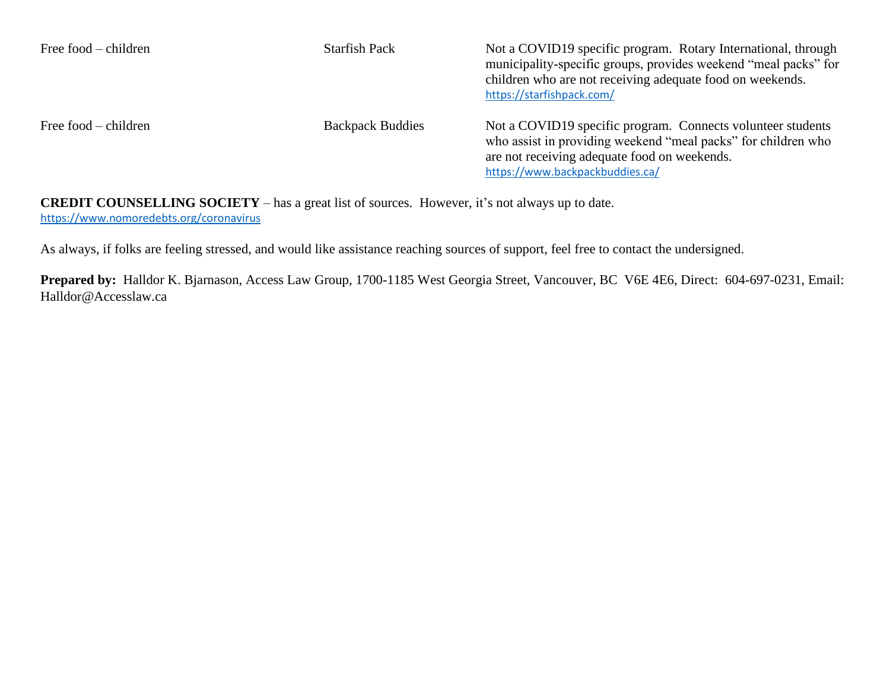| | | |
|---|---|---|
| Free food – children | Starfish Pack | Not a COVID19 specific program. Rotary International, through municipality-specific groups, provides weekend "meal packs" for children who are not receiving adequate food on weekends. https://starfishpack.com/ |
| Free food – children | Backpack Buddies | Not a COVID19 specific program. Connects volunteer students who assist in providing weekend "meal packs" for children who are not receiving adequate food on weekends. https://www.backpackbuddies.ca/ |

**CREDIT COUNSELLING SOCIETY** – has a great list of sources. However, it's not always up to date.
https://www.nomoredebts.org/coronavirus

As always, if folks are feeling stressed, and would like assistance reaching sources of support, feel free to contact the undersigned.

**Prepared by:** Halldor K. Bjarnason, Access Law Group, 1700-1185 West Georgia Street, Vancouver, BC V6E 4E6, Direct: 604-697-0231, Email: Halldor@Accesslaw.ca